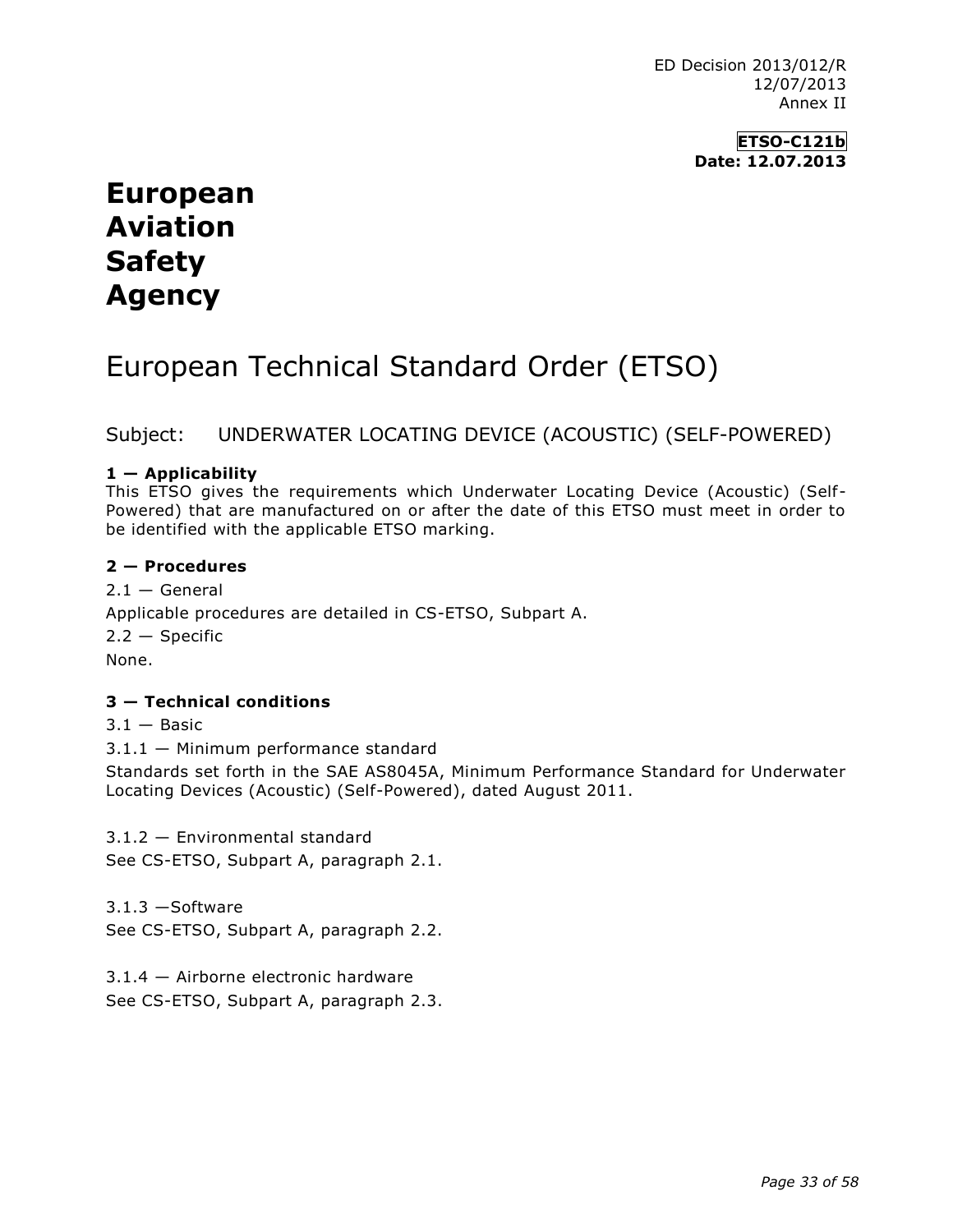ED Decision 2013/012/R
12/07/2013
Annex II

**ETSO-C121b**
**Date: 12.07.2013**

# European Aviation Safety Agency

# European Technical Standard Order (ETSO)

## Subject: UNDERWATER LOCATING DEVICE (ACOUSTIC) (SELF-POWERED)

**1 — Applicability**

This ETSO gives the requirements which Underwater Locating Device (Acoustic) (Self-Powered) that are manufactured on or after the date of this ETSO must meet in order to be identified with the applicable ETSO marking.

**2 — Procedures**

2.1 — General

Applicable procedures are detailed in CS-ETSO, Subpart A.

2.2 — Specific

None.

**3 — Technical conditions**

3.1 — Basic

3.1.1 — Minimum performance standard

Standards set forth in the SAE AS8045A, Minimum Performance Standard for Underwater Locating Devices (Acoustic) (Self-Powered), dated August 2011.

3.1.2 — Environmental standard

See CS-ETSO, Subpart A, paragraph 2.1.

3.1.3 —Software

See CS-ETSO, Subpart A, paragraph 2.2.

3.1.4 — Airborne electronic hardware

See CS-ETSO, Subpart A, paragraph 2.3.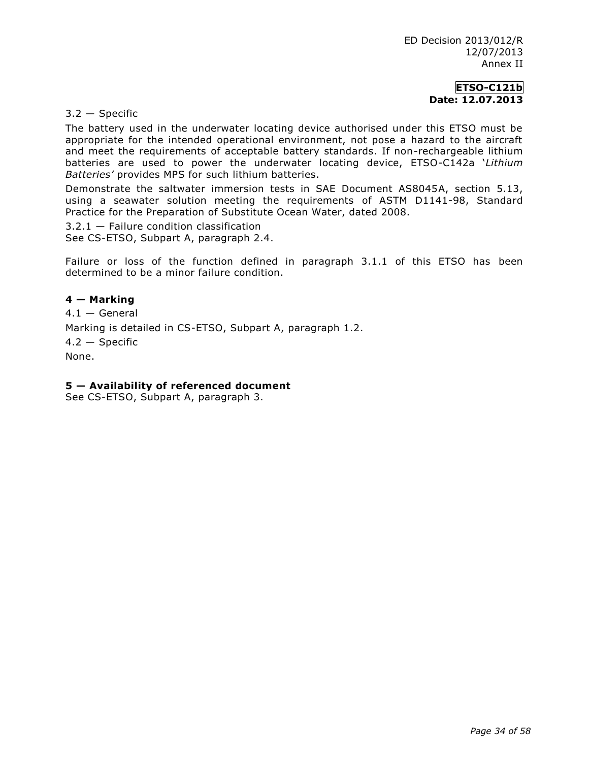3.2 — Specific

The battery used in the underwater locating device authorised under this ETSO must be appropriate for the intended operational environment, not pose a hazard to the aircraft and meet the requirements of acceptable battery standards. If non-rechargeable lithium batteries are used to power the underwater locating device, ETSO-C142a '*Lithium Batteries'* provides MPS for such lithium batteries.

Demonstrate the saltwater immersion tests in SAE Document AS8045A, section 5.13, using a seawater solution meeting the requirements of ASTM D1141-98, Standard Practice for the Preparation of Substitute Ocean Water, dated 2008.

3.2.1 — Failure condition classification
See CS-ETSO, Subpart A, paragraph 2.4.

Failure or loss of the function defined in paragraph 3.1.1 of this ETSO has been determined to be a minor failure condition.

## 4 — Marking

4.1 — General

Marking is detailed in CS-ETSO, Subpart A, paragraph 1.2.

4.2 — Specific

None.

## 5 — Availability of referenced document

See CS-ETSO, Subpart A, paragraph 3.